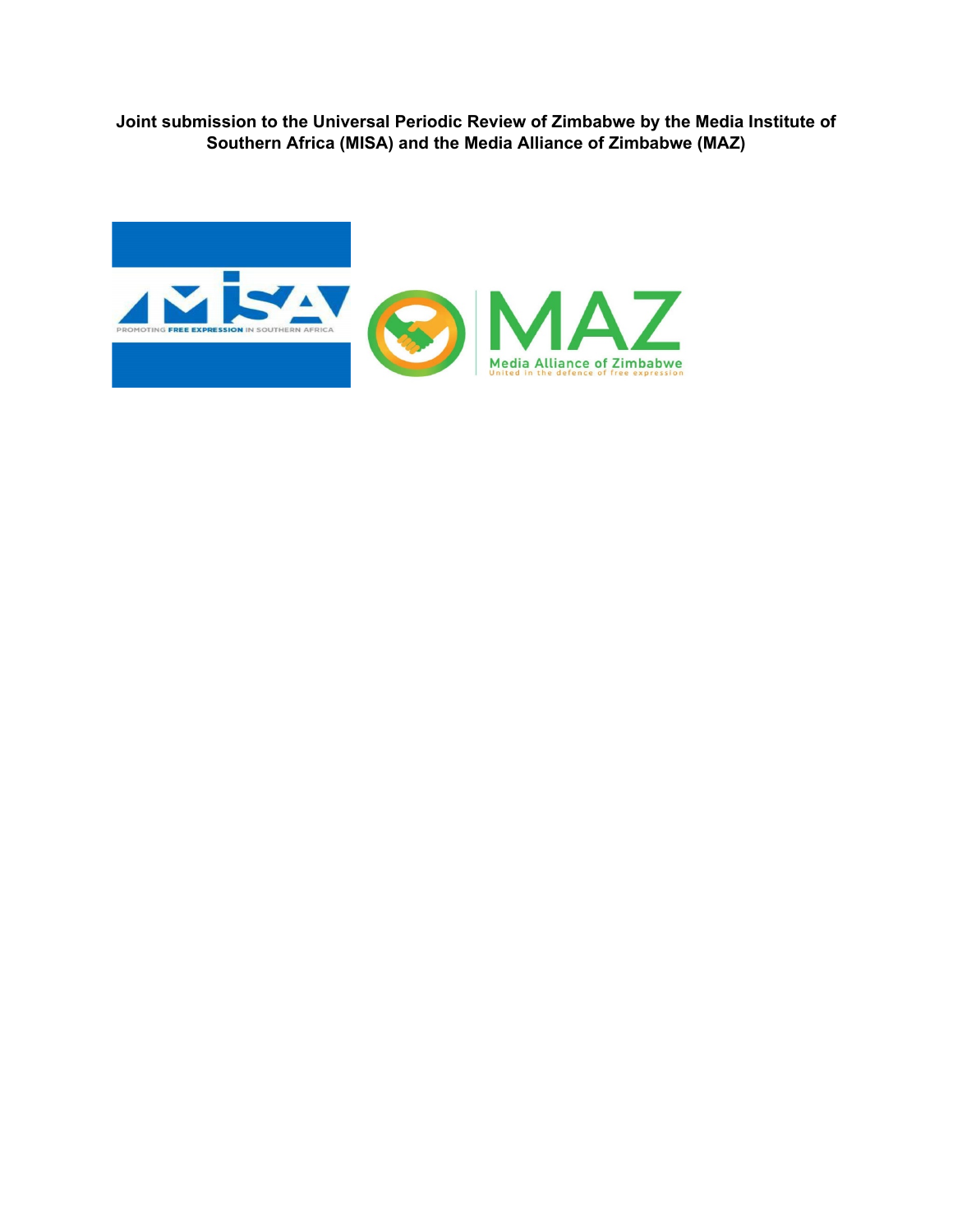**Joint submission to the Universal Periodic Review of Zimbabwe by the Media Institute of Southern Africa (MISA) and the Media Alliance of Zimbabwe (MAZ)**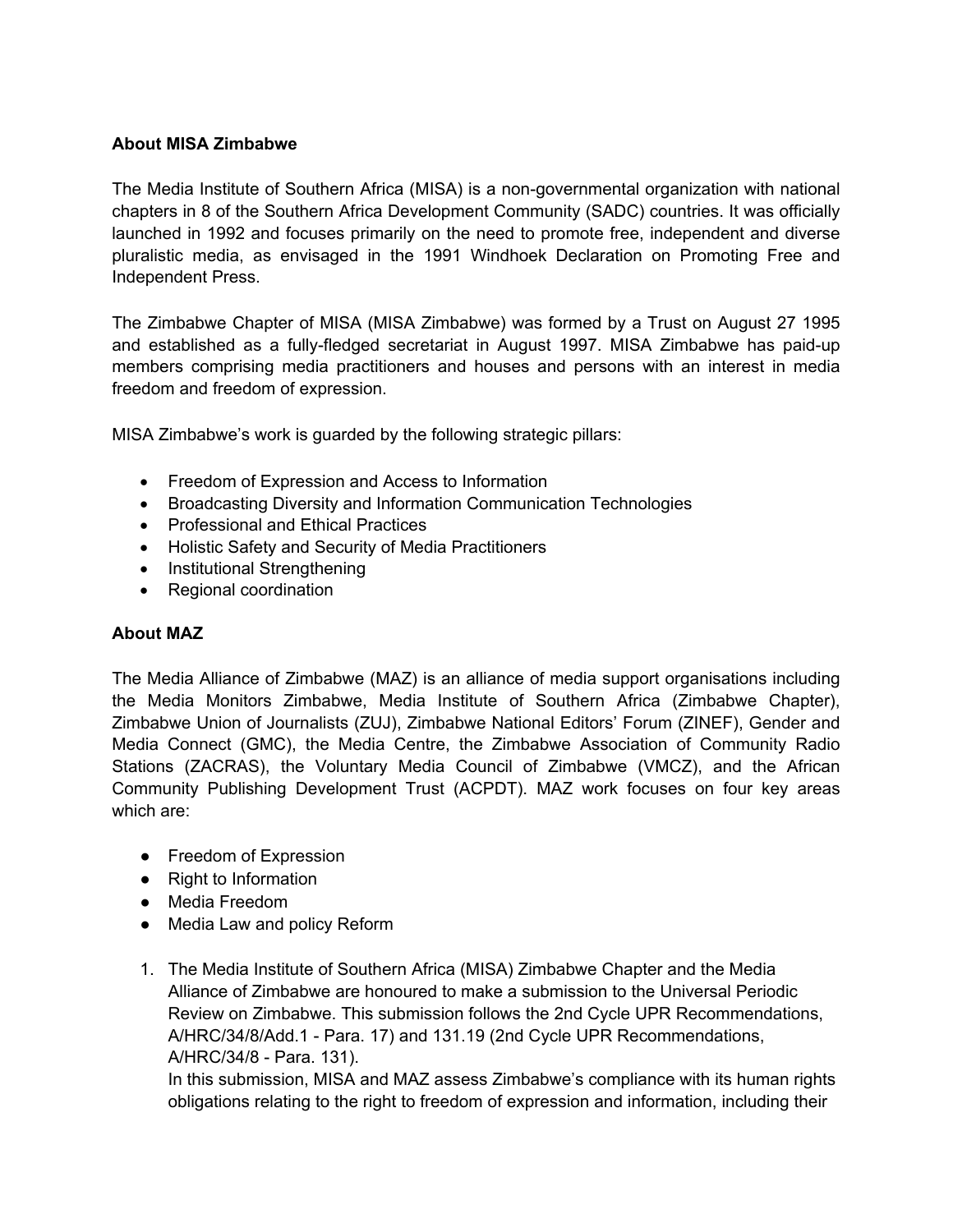**About MISA Zimbabwe**

The Media Institute of Southern Africa (MISA) is a non-governmental organization with national chapters in 8 of the Southern Africa Development Community (SADC) countries. It was officially launched in 1992 and focuses primarily on the need to promote free, independent and diverse pluralistic media, as envisaged in the 1991 Windhoek Declaration on Promoting Free and Independent Press.

The Zimbabwe Chapter of MISA (MISA Zimbabwe) was formed by a Trust on August 27 1995 and established as a fully-fledged secretariat in August 1997. MISA Zimbabwe has paid-up members comprising media practitioners and houses and persons with an interest in media freedom and freedom of expression.

MISA Zimbabwe's work is guarded by the following strategic pillars:

- Freedom of Expression and Access to Information
- Broadcasting Diversity and Information Communication Technologies
- Professional and Ethical Practices
- Holistic Safety and Security of Media Practitioners
- Institutional Strengthening
- Regional coordination

**About MAZ**

The Media Alliance of Zimbabwe (MAZ) is an alliance of media support organisations including the Media Monitors Zimbabwe, Media Institute of Southern Africa (Zimbabwe Chapter), Zimbabwe Union of Journalists (ZUJ), Zimbabwe National Editors' Forum (ZINEF), Gender and Media Connect (GMC), the Media Centre, the Zimbabwe Association of Community Radio Stations (ZACRAS), the Voluntary Media Council of Zimbabwe (VMCZ), and the African Community Publishing Development Trust (ACPDT). MAZ work focuses on four key areas which are:

- Freedom of Expression
- Right to Information
- Media Freedom
- Media Law and policy Reform

1. The Media Institute of Southern Africa (MISA) Zimbabwe Chapter and the Media Alliance of Zimbabwe are honoured to make a submission to the Universal Periodic Review on Zimbabwe. This submission follows the 2nd Cycle UPR Recommendations, A/HRC/34/8/Add.1 - Para. 17) and 131.19 (2nd Cycle UPR Recommendations, A/HRC/34/8 - Para. 131).
   In this submission, MISA and MAZ assess Zimbabwe's compliance with its human rights obligations relating to the right to freedom of expression and information, including their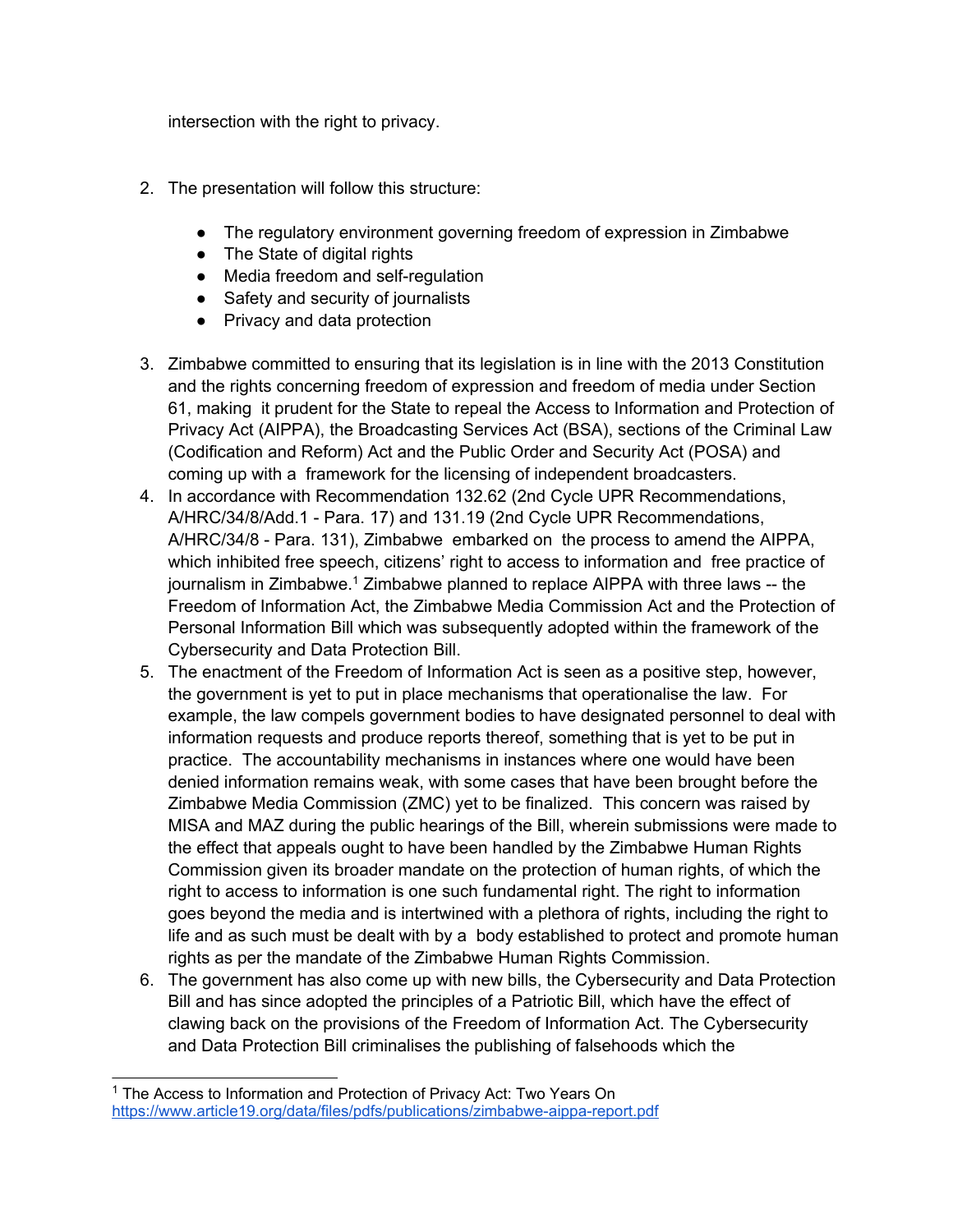intersection with the right to privacy.

2. The presentation will follow this structure:

    - The regulatory environment governing freedom of expression in Zimbabwe
    - The State of digital rights
    - Media freedom and self-regulation
    - Safety and security of journalists
    - Privacy and data protection

3. Zimbabwe committed to ensuring that its legislation is in line with the 2013 Constitution and the rights concerning freedom of expression and freedom of media under Section 61, making it prudent for the State to repeal the Access to Information and Protection of Privacy Act (AIPPA), the Broadcasting Services Act (BSA), sections of the Criminal Law (Codification and Reform) Act and the Public Order and Security Act (POSA) and coming up with a framework for the licensing of independent broadcasters.
4. In accordance with Recommendation 132.62 (2nd Cycle UPR Recommendations, A/HRC/34/8/Add.1 - Para. 17) and 131.19 (2nd Cycle UPR Recommendations, A/HRC/34/8 - Para. 131), Zimbabwe embarked on the process to amend the AIPPA, which inhibited free speech, citizens' right to access to information and free practice of journalism in Zimbabwe.[1] Zimbabwe planned to replace AIPPA with three laws -- the Freedom of Information Act, the Zimbabwe Media Commission Act and the Protection of Personal Information Bill which was subsequently adopted within the framework of the Cybersecurity and Data Protection Bill.
5. The enactment of the Freedom of Information Act is seen as a positive step, however, the government is yet to put in place mechanisms that operationalise the law. For example, the law compels government bodies to have designated personnel to deal with information requests and produce reports thereof, something that is yet to be put in practice. The accountability mechanisms in instances where one would have been denied information remains weak, with some cases that have been brought before the Zimbabwe Media Commission (ZMC) yet to be finalized. This concern was raised by MISA and MAZ during the public hearings of the Bill, wherein submissions were made to the effect that appeals ought to have been handled by the Zimbabwe Human Rights Commission given its broader mandate on the protection of human rights, of which the right to access to information is one such fundamental right. The right to information goes beyond the media and is intertwined with a plethora of rights, including the right to life and as such must be dealt with by a body established to protect and promote human rights as per the mandate of the Zimbabwe Human Rights Commission.
6. The government has also come up with new bills, the Cybersecurity and Data Protection Bill and has since adopted the principles of a Patriotic Bill, which have the effect of clawing back on the provisions of the Freedom of Information Act. The Cybersecurity and Data Protection Bill criminalises the publishing of falsehoods which the

---

[1] The Access to Information and Protection of Privacy Act: Two Years On https://www.article19.org/data/files/pdfs/publications/zimbabwe-aippa-report.pdf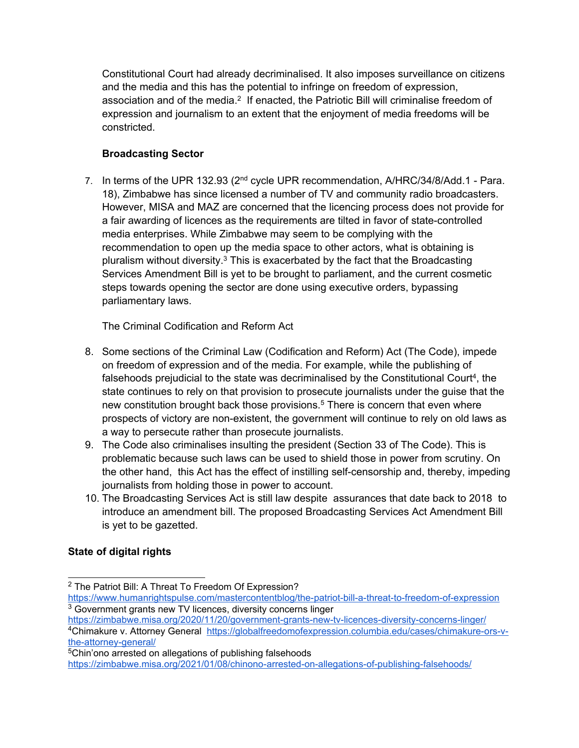Constitutional Court had already decriminalised. It also imposes surveillance on citizens and the media and this has the potential to infringe on freedom of expression, association and of the media.[2] If enacted, the Patriotic Bill will criminalise freedom of expression and journalism to an extent that the enjoyment of media freedoms will be constricted.

**Broadcasting Sector**

7. In terms of the UPR 132.93 (2nd cycle UPR recommendation, A/HRC/34/8/Add.1 - Para. 18), Zimbabwe has since licensed a number of TV and community radio broadcasters. However, MISA and MAZ are concerned that the licencing process does not provide for a fair awarding of licences as the requirements are tilted in favor of state-controlled media enterprises. While Zimbabwe may seem to be complying with the recommendation to open up the media space to other actors, what is obtaining is pluralism without diversity.[3] This is exacerbated by the fact that the Broadcasting Services Amendment Bill is yet to be brought to parliament, and the current cosmetic steps towards opening the sector are done using executive orders, bypassing parliamentary laws.

The Criminal Codification and Reform Act

8. Some sections of the Criminal Law (Codification and Reform) Act (The Code), impede on freedom of expression and of the media. For example, while the publishing of falsehoods prejudicial to the state was decriminalised by the Constitutional Court[4], the state continues to rely on that provision to prosecute journalists under the guise that the new constitution brought back those provisions.[5] There is concern that even where prospects of victory are non-existent, the government will continue to rely on old laws as a way to persecute rather than prosecute journalists.
9. The Code also criminalises insulting the president (Section 33 of The Code). This is problematic because such laws can be used to shield those in power from scrutiny. On the other hand, this Act has the effect of instilling self-censorship and, thereby, impeding journalists from holding those in power to account.
10. The Broadcasting Services Act is still law despite assurances that date back to 2018 to introduce an amendment bill. The proposed Broadcasting Services Act Amendment Bill is yet to be gazetted.

**State of digital rights**

---

[2] The Patriot Bill: A Threat To Freedom Of Expression? https://www.humanrightspulse.com/mastercontentblog/the-patriot-bill-a-threat-to-freedom-of-expression

[3] Government grants new TV licences, diversity concerns linger https://zimbabwe.misa.org/2020/11/20/government-grants-new-tv-licences-diversity-concerns-linger/

[4] Chimakure v. Attorney General https://globalfreedomofexpression.columbia.edu/cases/chimakure-ors-v-the-attorney-general/

[5] Chin'ono arrested on allegations of publishing falsehoods https://zimbabwe.misa.org/2021/01/08/chinono-arrested-on-allegations-of-publishing-falsehoods/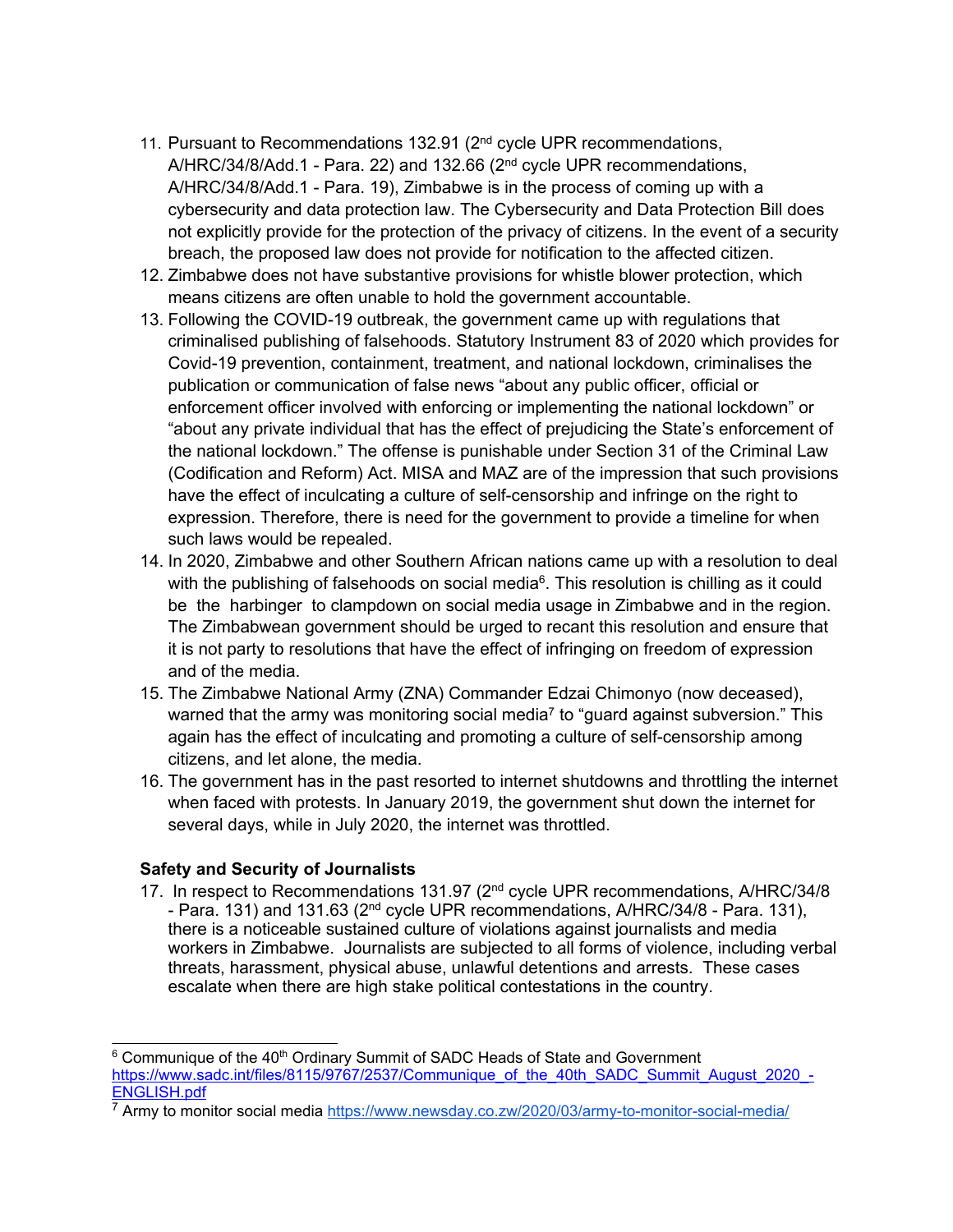11. Pursuant to Recommendations 132.91 (2nd cycle UPR recommendations, A/HRC/34/8/Add.1 - Para. 22) and 132.66 (2nd cycle UPR recommendations, A/HRC/34/8/Add.1 - Para. 19), Zimbabwe is in the process of coming up with a cybersecurity and data protection law. The Cybersecurity and Data Protection Bill does not explicitly provide for the protection of the privacy of citizens. In the event of a security breach, the proposed law does not provide for notification to the affected citizen.
12. Zimbabwe does not have substantive provisions for whistle blower protection, which means citizens are often unable to hold the government accountable.
13. Following the COVID-19 outbreak, the government came up with regulations that criminalised publishing of falsehoods. Statutory Instrument 83 of 2020 which provides for Covid-19 prevention, containment, treatment, and national lockdown, criminalises the publication or communication of false news "about any public officer, official or enforcement officer involved with enforcing or implementing the national lockdown" or "about any private individual that has the effect of prejudicing the State's enforcement of the national lockdown." The offense is punishable under Section 31 of the Criminal Law (Codification and Reform) Act. MISA and MAZ are of the impression that such provisions have the effect of inculcating a culture of self-censorship and infringe on the right to expression. Therefore, there is need for the government to provide a timeline for when such laws would be repealed.
14. In 2020, Zimbabwe and other Southern African nations came up with a resolution to deal with the publishing of falsehoods on social media[6]. This resolution is chilling as it could be the harbinger to clampdown on social media usage in Zimbabwe and in the region. The Zimbabwean government should be urged to recant this resolution and ensure that it is not party to resolutions that have the effect of infringing on freedom of expression and of the media.
15. The Zimbabwe National Army (ZNA) Commander Edzai Chimonyo (now deceased), warned that the army was monitoring social media[7] to "guard against subversion." This again has the effect of inculcating and promoting a culture of self-censorship among citizens, and let alone, the media.
16. The government has in the past resorted to internet shutdowns and throttling the internet when faced with protests. In January 2019, the government shut down the internet for several days, while in July 2020, the internet was throttled.

**Safety and Security of Journalists**

17. In respect to Recommendations 131.97 (2nd cycle UPR recommendations, A/HRC/34/8 - Para. 131) and 131.63 (2nd cycle UPR recommendations, A/HRC/34/8 - Para. 131), there is a noticeable sustained culture of violations against journalists and media workers in Zimbabwe. Journalists are subjected to all forms of violence, including verbal threats, harassment, physical abuse, unlawful detentions and arrests. These cases escalate when there are high stake political contestations in the country.

[6] Communique of the 40th Ordinary Summit of SADC Heads of State and Government https://www.sadc.int/files/8115/9767/2537/Communique_of_the_40th_SADC_Summit_August_2020_-ENGLISH.pdf

[7] Army to monitor social media https://www.newsday.co.zw/2020/03/army-to-monitor-social-media/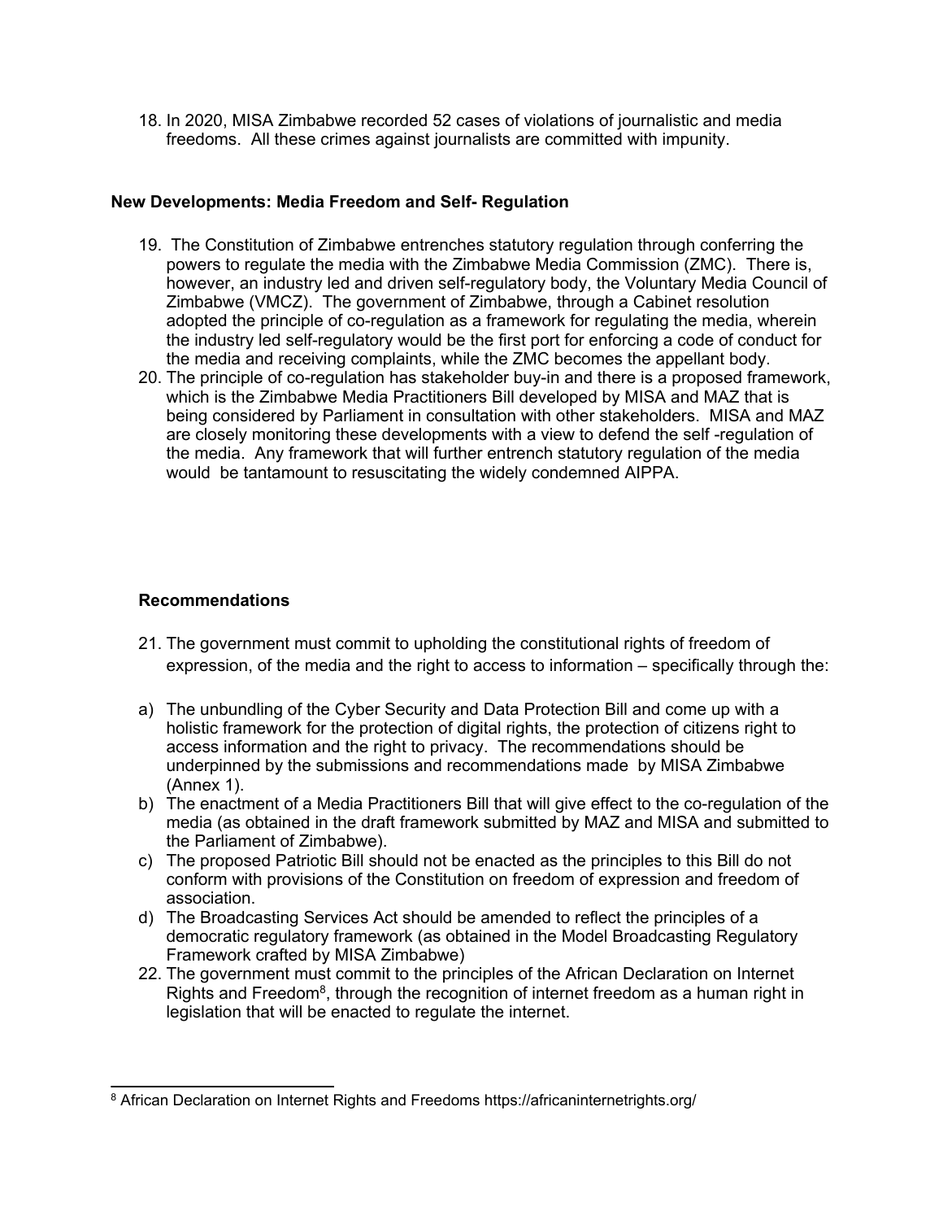18. In 2020, MISA Zimbabwe recorded 52 cases of violations of journalistic and media freedoms. All these crimes against journalists are committed with impunity.

**New Developments: Media Freedom and Self- Regulation**

19. The Constitution of Zimbabwe entrenches statutory regulation through conferring the powers to regulate the media with the Zimbabwe Media Commission (ZMC). There is, however, an industry led and driven self-regulatory body, the Voluntary Media Council of Zimbabwe (VMCZ). The government of Zimbabwe, through a Cabinet resolution adopted the principle of co-regulation as a framework for regulating the media, wherein the industry led self-regulatory would be the first port for enforcing a code of conduct for the media and receiving complaints, while the ZMC becomes the appellant body.
20. The principle of co-regulation has stakeholder buy-in and there is a proposed framework, which is the Zimbabwe Media Practitioners Bill developed by MISA and MAZ that is being considered by Parliament in consultation with other stakeholders. MISA and MAZ are closely monitoring these developments with a view to defend the self -regulation of the media. Any framework that will further entrench statutory regulation of the media would be tantamount to resuscitating the widely condemned AIPPA.

**Recommendations**

21. The government must commit to upholding the constitutional rights of freedom of expression, of the media and the right to access to information – specifically through the:

a) The unbundling of the Cyber Security and Data Protection Bill and come up with a holistic framework for the protection of digital rights, the protection of citizens right to access information and the right to privacy. The recommendations should be underpinned by the submissions and recommendations made by MISA Zimbabwe (Annex 1).
b) The enactment of a Media Practitioners Bill that will give effect to the co-regulation of the media (as obtained in the draft framework submitted by MAZ and MISA and submitted to the Parliament of Zimbabwe).
c) The proposed Patriotic Bill should not be enacted as the principles to this Bill do not conform with provisions of the Constitution on freedom of expression and freedom of association.
d) The Broadcasting Services Act should be amended to reflect the principles of a democratic regulatory framework (as obtained in the Model Broadcasting Regulatory Framework crafted by MISA Zimbabwe)

22. The government must commit to the principles of the African Declaration on Internet Rights and Freedom[8], through the recognition of internet freedom as a human right in legislation that will be enacted to regulate the internet.

---

[8] African Declaration on Internet Rights and Freedoms https://africaninternetrights.org/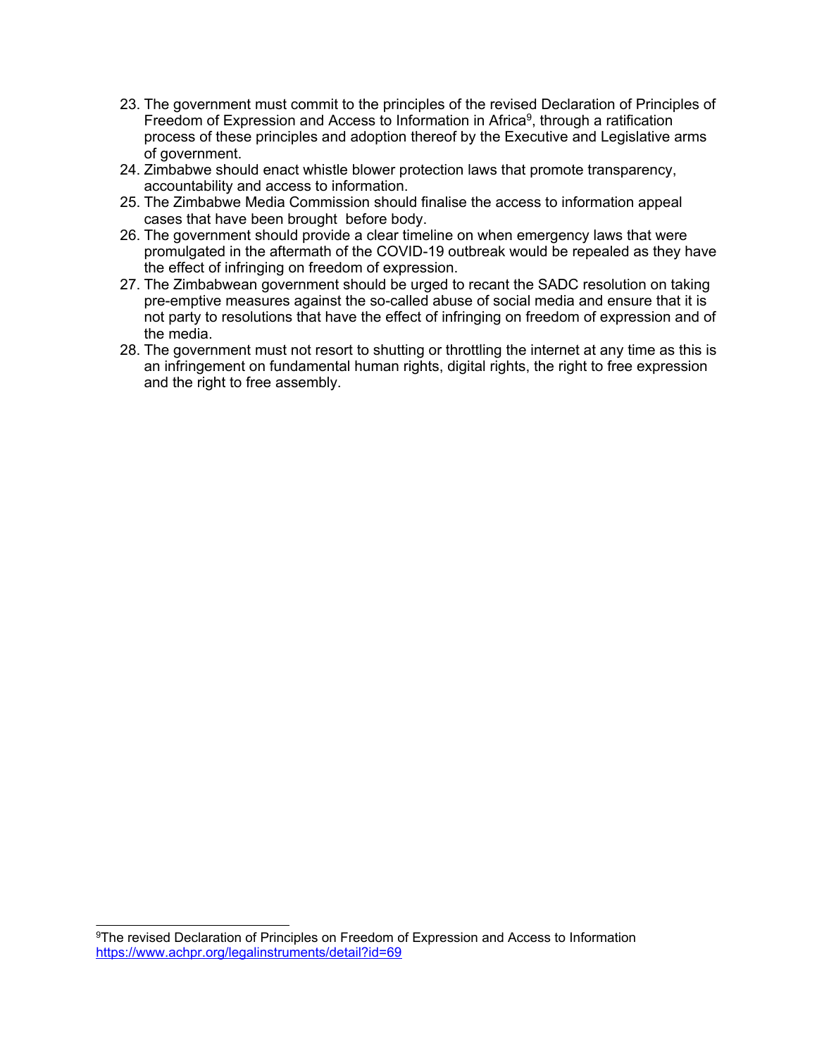23. The government must commit to the principles of the revised Declaration of Principles of Freedom of Expression and Access to Information in Africa[9], through a ratification process of these principles and adoption thereof by the Executive and Legislative arms of government.
24. Zimbabwe should enact whistle blower protection laws that promote transparency, accountability and access to information.
25. The Zimbabwe Media Commission should finalise the access to information appeal cases that have been brought before body.
26. The government should provide a clear timeline on when emergency laws that were promulgated in the aftermath of the COVID-19 outbreak would be repealed as they have the effect of infringing on freedom of expression.
27. The Zimbabwean government should be urged to recant the SADC resolution on taking pre-emptive measures against the so-called abuse of social media and ensure that it is not party to resolutions that have the effect of infringing on freedom of expression and of the media.
28. The government must not resort to shutting or throttling the internet at any time as this is an infringement on fundamental human rights, digital rights, the right to free expression and the right to free assembly.

---

[9] The revised Declaration of Principles on Freedom of Expression and Access to Information https://www.achpr.org/legalinstruments/detail?id=69